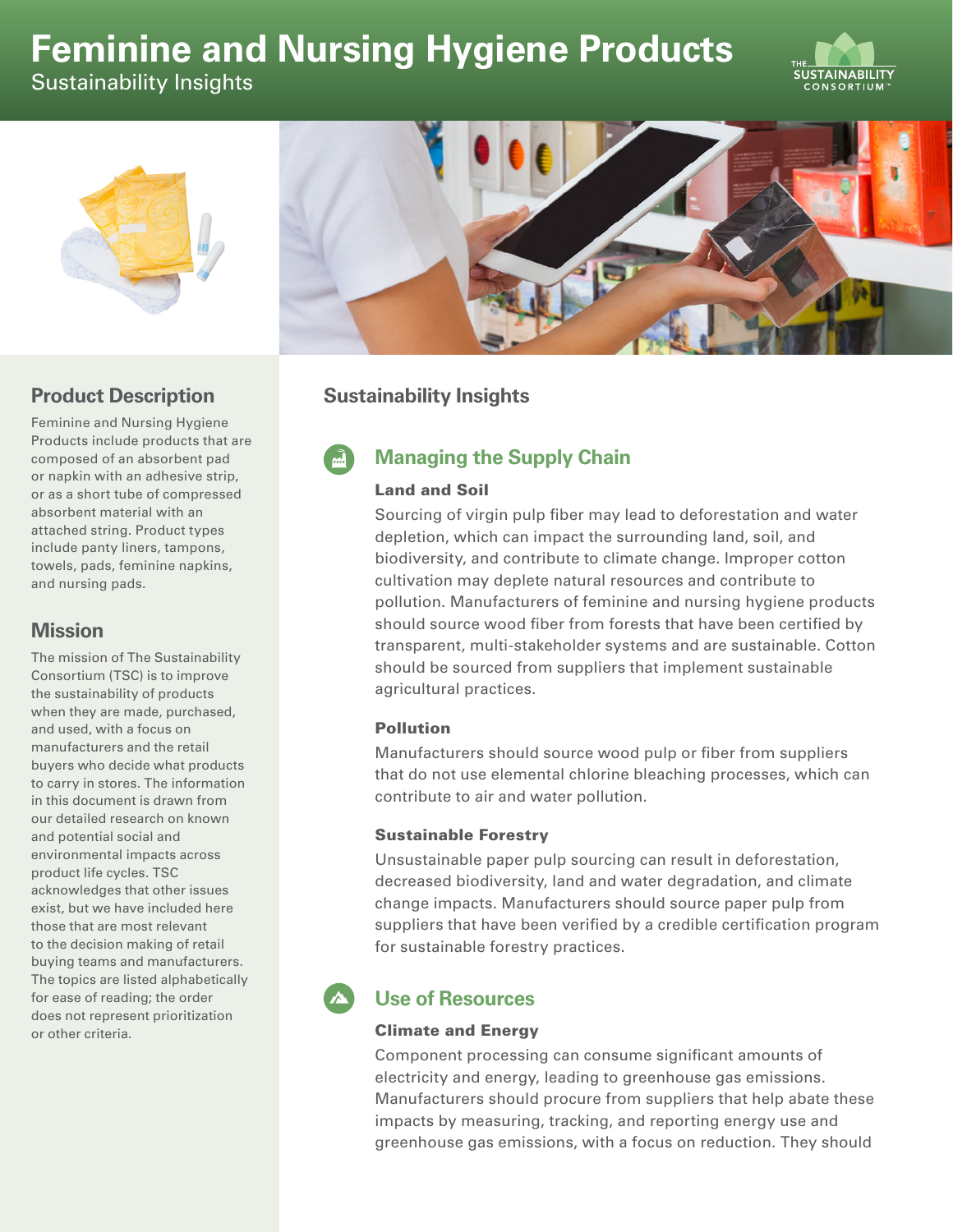# Feminine and Nursing Hygiene Products

Sustainability Insights

## Product Description

Feminine and Nursing Hygiene Products include products that are composed of an absorbent pad or napkin with an adhesive strip, or as a short tube of compressed absorbent material with an attached string. Product types include panty liners, tampons, towels, pads, feminine napkins, and nursing pads.

## Mission

The mission of The Sustainability Consortium (TSC) is to improve the sustainability of products when they are made, purchased, and used, with a focus on manufacturers and the retail buyers who decide what products to carry in stores. The information in this document is drawn from our detailed research on known and potential social and environmental impacts across product life cycles. TSC acknowledges that other issues exist, but we have included here those that are most relevant to the decision making of retail buying teams and manufacturers. The topics are listed alphabetically for ease of reading; the order does not represent prioritization or other criteria.

## Sustainability Insights

### Managing the Supply Chain

#### Land and Soil

Sourcing of virgin pulp fiber may lead to deforestation and water depletion, which can impact the surrounding land, soil, and biodiversity, and contribute to climate change. Improper cotton cultivation may deplete natural resources and contribute to pollution. Manufacturers of feminine and nursing hygiene products should source wood fiber from forests that have been certified by transparent, multi-stakeholder systems and are sustainable. Cotton should be sourced from suppliers that implement sustainable agricultural practices.

#### Pollution

Manufacturers should source wood pulp or fiber from suppliers that do not use elemental chlorine bleaching processes, which can contribute to air and water pollution.

#### Sustainable Forestry

Unsustainable paper pulp sourcing can result in deforestation, decreased biodiversity, land and water degradation, and climate change impacts. Manufacturers should source paper pulp from suppliers that have been verified by a credible certification program for sustainable forestry practices.

### Use of Resources

#### Climate and Energy

Component processing can consume significant amounts of electricity and energy, leading to greenhouse gas emissions. Manufacturers should procure from suppliers that help abate these impacts by measuring, tracking, and reporting energy use and greenhouse gas emissions, with a focus on reduction. They should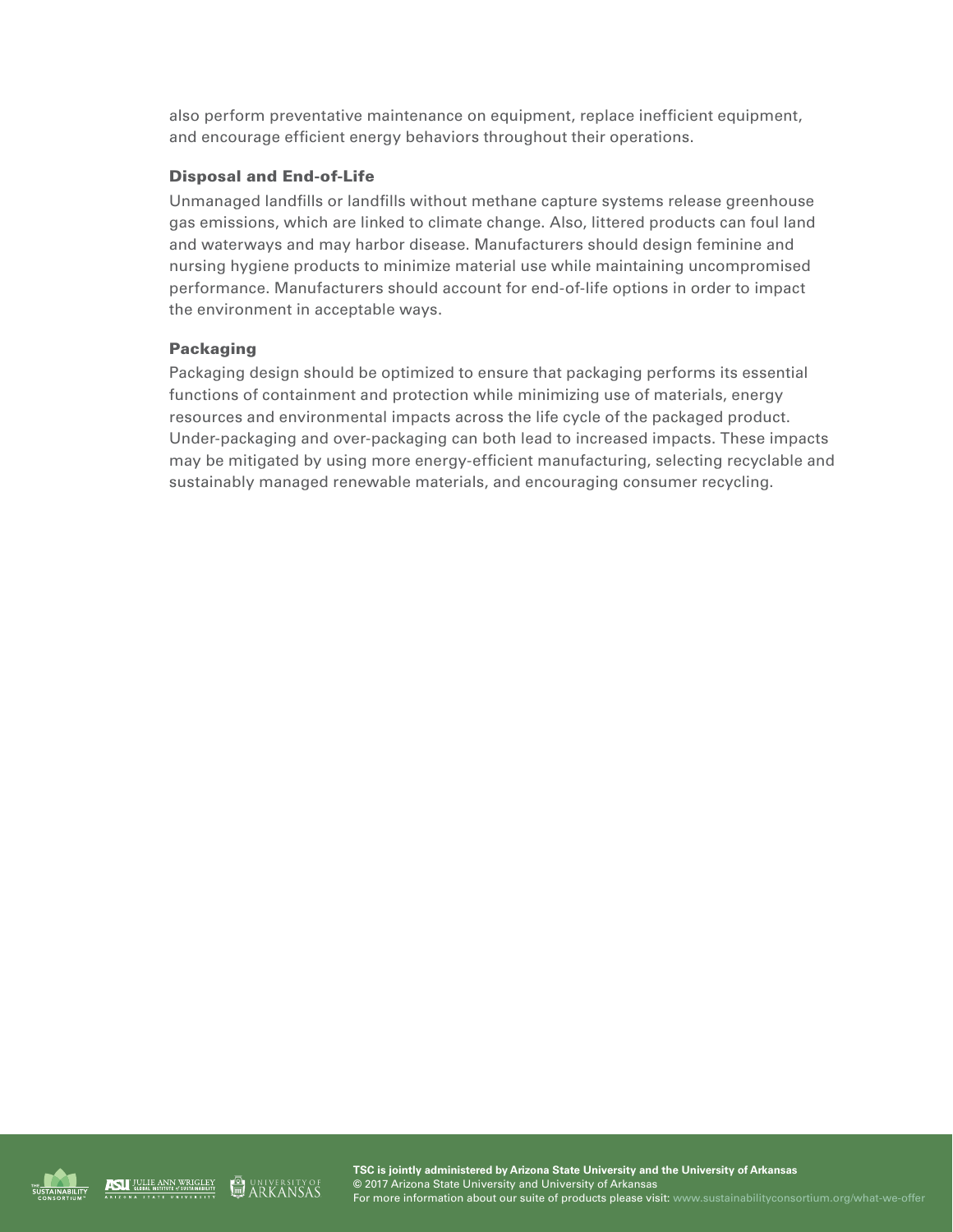also perform preventative maintenance on equipment, replace inefficient equipment, and encourage efficient energy behaviors throughout their operations.

### Disposal and End-of-Life

Unmanaged landfills or landfills without methane capture systems release greenhouse gas emissions, which are linked to climate change. Also, littered products can foul land and waterways and may harbor disease. Manufacturers should design feminine and nursing hygiene products to minimize material use while maintaining uncompromised performance. Manufacturers should account for end-of-life options in order to impact the environment in acceptable ways.

### Packaging

Packaging design should be optimized to ensure that packaging performs its essential functions of containment and protection while minimizing use of materials, energy resources and environmental impacts across the life cycle of the packaged product. Under-packaging and over-packaging can both lead to increased impacts. These impacts may be mitigated by using more energy-efficient manufacturing, selecting recyclable and sustainably managed renewable materials, and encouraging consumer recycling.

**TSC is jointly administered by Arizona State University and the University of Arkansas**
© 2017 Arizona State University and University of Arkansas
For more information about our suite of products please visit: www.sustainabilityconsortium.org/what-we-offer